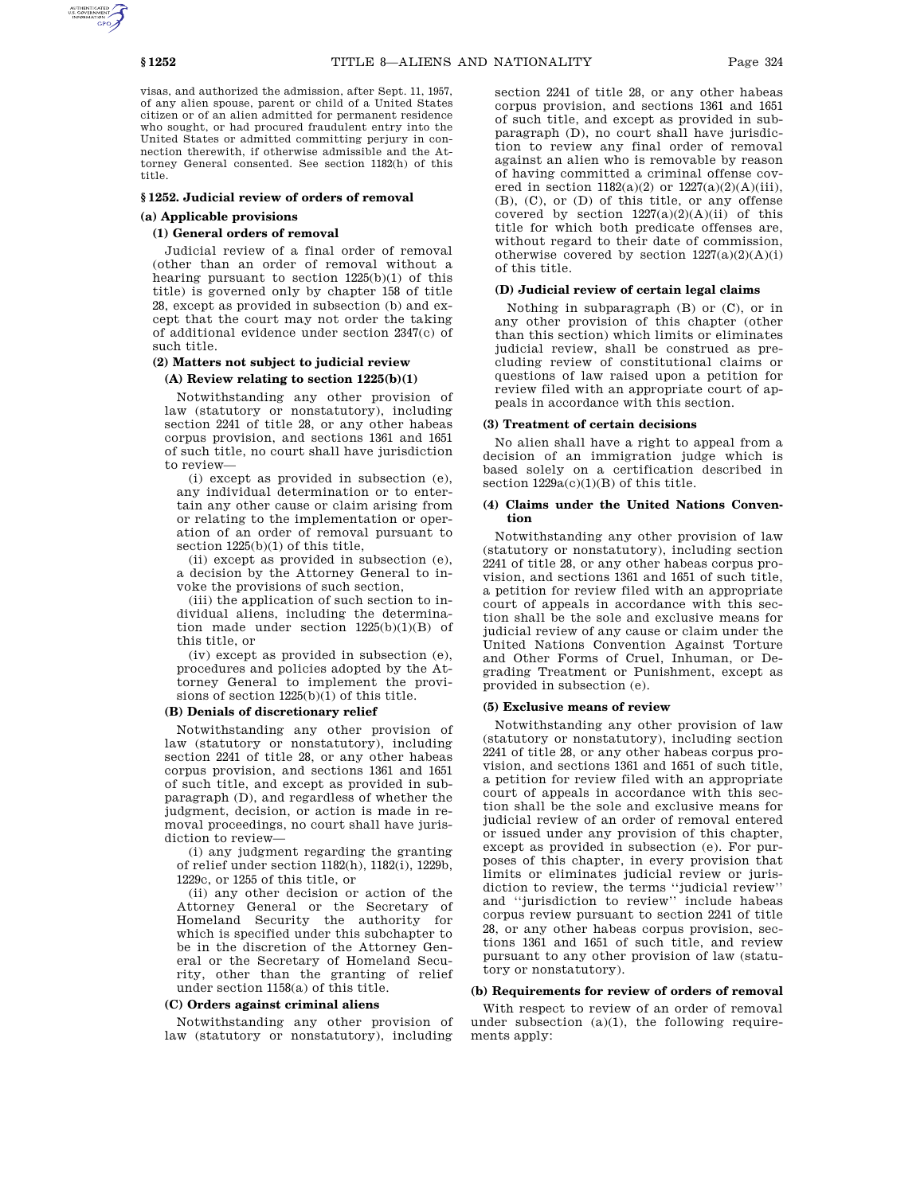visas, and authorized the admission, after Sept. 11, 1957, of any alien spouse, parent or child of a United States citizen or of an alien admitted for permanent residence who sought, or had procured fraudulent entry into the United States or admitted committing perjury in connection therewith, if otherwise admissible and the Attorney General consented. See section 1182(h) of this title.

## § 1252. Judicial review of orders of removal

### (a) Applicable provisions

#### (1) General orders of removal

Judicial review of a final order of removal (other than an order of removal without a hearing pursuant to section 1225(b)(1) of this title) is governed only by chapter 158 of title 28, except as provided in subsection (b) and except that the court may not order the taking of additional evidence under section 2347(c) of such title.

#### (2) Matters not subject to judicial review

##### (A) Review relating to section 1225(b)(1)

Notwithstanding any other provision of law (statutory or nonstatutory), including section 2241 of title 28, or any other habeas corpus provision, and sections 1361 and 1651 of such title, no court shall have jurisdiction to review—

(i) except as provided in subsection (e), any individual determination or to entertain any other cause or claim arising from or relating to the implementation or operation of an order of removal pursuant to section 1225(b)(1) of this title,

(ii) except as provided in subsection (e), a decision by the Attorney General to invoke the provisions of such section,

(iii) the application of such section to individual aliens, including the determination made under section 1225(b)(1)(B) of this title, or

(iv) except as provided in subsection (e), procedures and policies adopted by the Attorney General to implement the provisions of section 1225(b)(1) of this title.

##### (B) Denials of discretionary relief

Notwithstanding any other provision of law (statutory or nonstatutory), including section 2241 of title 28, or any other habeas corpus provision, and sections 1361 and 1651 of such title, and except as provided in subparagraph (D), and regardless of whether the judgment, decision, or action is made in removal proceedings, no court shall have jurisdiction to review—

(i) any judgment regarding the granting of relief under section 1182(h), 1182(i), 1229b, 1229c, or 1255 of this title, or

(ii) any other decision or action of the Attorney General or the Secretary of Homeland Security the authority for which is specified under this subchapter to be in the discretion of the Attorney General or the Secretary of Homeland Security, other than the granting of relief under section 1158(a) of this title.

##### (C) Orders against criminal aliens

Notwithstanding any other provision of law (statutory or nonstatutory), including section 2241 of title 28, or any other habeas corpus provision, and sections 1361 and 1651 of such title, and except as provided in subparagraph (D), no court shall have jurisdiction to review any final order of removal against an alien who is removable by reason of having committed a criminal offense covered in section 1182(a)(2) or 1227(a)(2)(A)(iii), (B), (C), or (D) of this title, or any offense covered by section 1227(a)(2)(A)(ii) of this title for which both predicate offenses are, without regard to their date of commission, otherwise covered by section 1227(a)(2)(A)(i) of this title.

##### (D) Judicial review of certain legal claims

Nothing in subparagraph (B) or (C), or in any other provision of this chapter (other than this section) which limits or eliminates judicial review, shall be construed as precluding review of constitutional claims or questions of law raised upon a petition for review filed with an appropriate court of appeals in accordance with this section.

#### (3) Treatment of certain decisions

No alien shall have a right to appeal from a decision of an immigration judge which is based solely on a certification described in section 1229a(c)(1)(B) of this title.

#### (4) Claims under the United Nations Convention

Notwithstanding any other provision of law (statutory or nonstatutory), including section 2241 of title 28, or any other habeas corpus provision, and sections 1361 and 1651 of such title, a petition for review filed with an appropriate court of appeals in accordance with this section shall be the sole and exclusive means for judicial review of any cause or claim under the United Nations Convention Against Torture and Other Forms of Cruel, Inhuman, or Degrading Treatment or Punishment, except as provided in subsection (e).

#### (5) Exclusive means of review

Notwithstanding any other provision of law (statutory or nonstatutory), including section 2241 of title 28, or any other habeas corpus provision, and sections 1361 and 1651 of such title, a petition for review filed with an appropriate court of appeals in accordance with this section shall be the sole and exclusive means for judicial review of an order of removal entered or issued under any provision of this chapter, except as provided in subsection (e). For purposes of this chapter, in every provision that limits or eliminates judicial review or jurisdiction to review, the terms ''judicial review'' and ''jurisdiction to review'' include habeas corpus review pursuant to section 2241 of title 28, or any other habeas corpus provision, sections 1361 and 1651 of such title, and review pursuant to any other provision of law (statutory or nonstatutory).

### (b) Requirements for review of orders of removal

With respect to review of an order of removal under subsection (a)(1), the following requirements apply: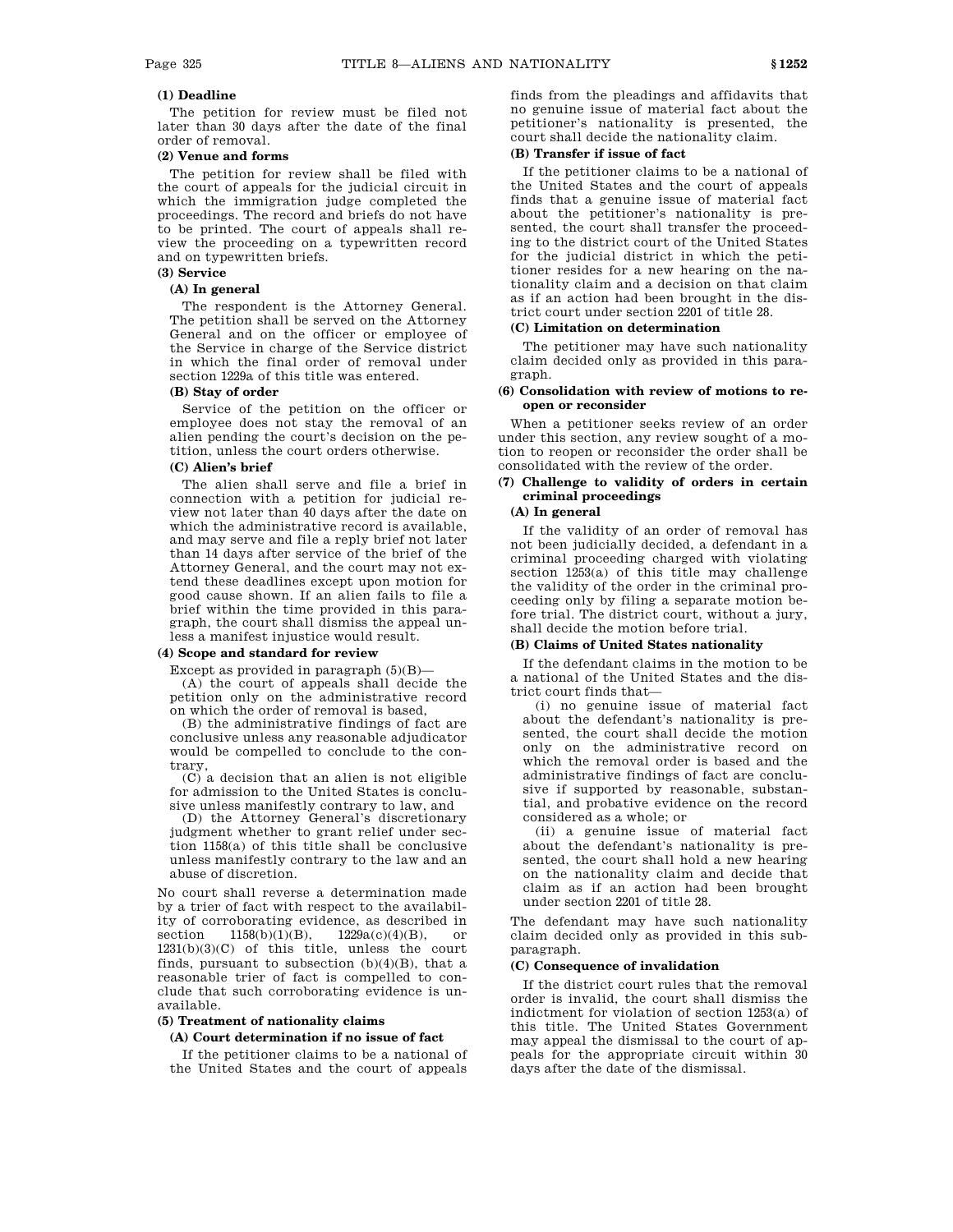**(1) Deadline**

The petition for review must be filed not later than 30 days after the date of the final order of removal.

**(2) Venue and forms**

The petition for review shall be filed with the court of appeals for the judicial circuit in which the immigration judge completed the proceedings. The record and briefs do not have to be printed. The court of appeals shall review the proceeding on a typewritten record and on typewritten briefs.

**(3) Service**

**(A) In general**

The respondent is the Attorney General. The petition shall be served on the Attorney General and on the officer or employee of the Service in charge of the Service district in which the final order of removal under section 1229a of this title was entered.

**(B) Stay of order**

Service of the petition on the officer or employee does not stay the removal of an alien pending the court's decision on the petition, unless the court orders otherwise.

**(C) Alien's brief**

The alien shall serve and file a brief in connection with a petition for judicial review not later than 40 days after the date on which the administrative record is available, and may serve and file a reply brief not later than 14 days after service of the brief of the Attorney General, and the court may not extend these deadlines except upon motion for good cause shown. If an alien fails to file a brief within the time provided in this paragraph, the court shall dismiss the appeal unless a manifest injustice would result.

**(4) Scope and standard for review**

Except as provided in paragraph (5)(B)—

(A) the court of appeals shall decide the petition only on the administrative record on which the order of removal is based,

(B) the administrative findings of fact are conclusive unless any reasonable adjudicator would be compelled to conclude to the contrary,

(C) a decision that an alien is not eligible for admission to the United States is conclusive unless manifestly contrary to law, and

(D) the Attorney General's discretionary judgment whether to grant relief under section 1158(a) of this title shall be conclusive unless manifestly contrary to the law and an abuse of discretion.

No court shall reverse a determination made by a trier of fact with respect to the availability of corroborating evidence, as described in section 1158(b)(1)(B), 1229a(c)(4)(B), or 1231(b)(3)(C) of this title, unless the court finds, pursuant to subsection (b)(4)(B), that a reasonable trier of fact is compelled to conclude that such corroborating evidence is unavailable.

**(5) Treatment of nationality claims**

**(A) Court determination if no issue of fact**

If the petitioner claims to be a national of the United States and the court of appeals finds from the pleadings and affidavits that no genuine issue of material fact about the petitioner's nationality is presented, the court shall decide the nationality claim.

**(B) Transfer if issue of fact**

If the petitioner claims to be a national of the United States and the court of appeals finds that a genuine issue of material fact about the petitioner's nationality is presented, the court shall transfer the proceeding to the district court of the United States for the judicial district in which the petitioner resides for a new hearing on the nationality claim and a decision on that claim as if an action had been brought in the district court under section 2201 of title 28.

**(C) Limitation on determination**

The petitioner may have such nationality claim decided only as provided in this paragraph.

**(6) Consolidation with review of motions to reopen or reconsider**

When a petitioner seeks review of an order under this section, any review sought of a motion to reopen or reconsider the order shall be consolidated with the review of the order.

**(7) Challenge to validity of orders in certain criminal proceedings**

**(A) In general**

If the validity of an order of removal has not been judicially decided, a defendant in a criminal proceeding charged with violating section 1253(a) of this title may challenge the validity of the order in the criminal proceeding only by filing a separate motion before trial. The district court, without a jury, shall decide the motion before trial.

**(B) Claims of United States nationality**

If the defendant claims in the motion to be a national of the United States and the district court finds that—

(i) no genuine issue of material fact about the defendant's nationality is presented, the court shall decide the motion only on the administrative record on which the removal order is based and the administrative findings of fact are conclusive if supported by reasonable, substantial, and probative evidence on the record considered as a whole; or

(ii) a genuine issue of material fact about the defendant's nationality is presented, the court shall hold a new hearing on the nationality claim and decide that claim as if an action had been brought under section 2201 of title 28.

The defendant may have such nationality claim decided only as provided in this subparagraph.

**(C) Consequence of invalidation**

If the district court rules that the removal order is invalid, the court shall dismiss the indictment for violation of section 1253(a) of this title. The United States Government may appeal the dismissal to the court of appeals for the appropriate circuit within 30 days after the date of the dismissal.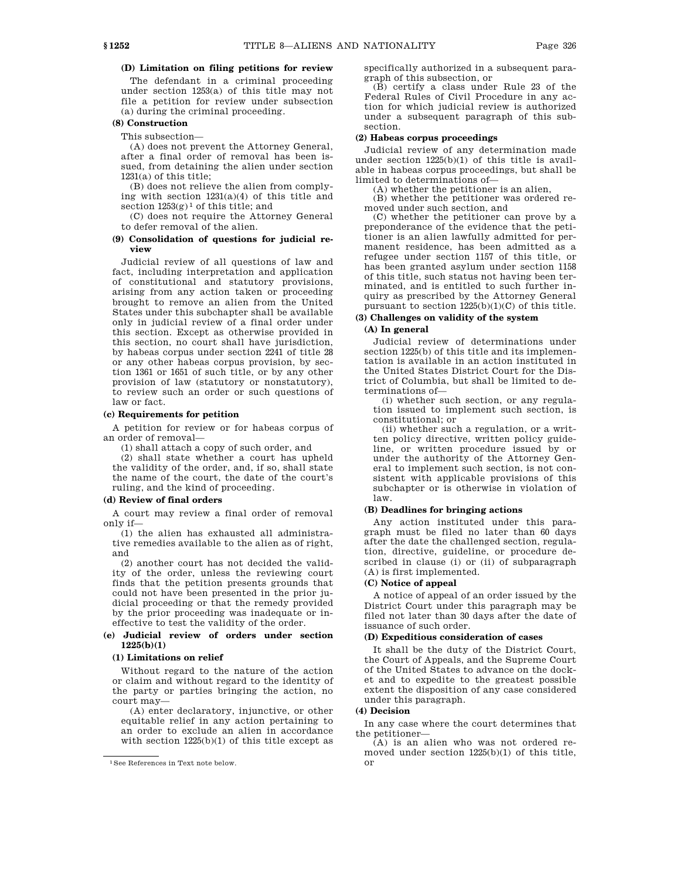**(D) Limitation on filing petitions for review**

The defendant in a criminal proceeding under section 1253(a) of this title may not file a petition for review under subsection (a) during the criminal proceeding.

**(8) Construction**

This subsection—

(A) does not prevent the Attorney General, after a final order of removal has been issued, from detaining the alien under section 1231(a) of this title;

(B) does not relieve the alien from complying with section 1231(a)(4) of this title and section 1253(g) [1] of this title; and

(C) does not require the Attorney General to defer removal of the alien.

**(9) Consolidation of questions for judicial review**

Judicial review of all questions of law and fact, including interpretation and application of constitutional and statutory provisions, arising from any action taken or proceeding brought to remove an alien from the United States under this subchapter shall be available only in judicial review of a final order under this section. Except as otherwise provided in this section, no court shall have jurisdiction, by habeas corpus under section 2241 of title 28 or any other habeas corpus provision, by section 1361 or 1651 of such title, or by any other provision of law (statutory or nonstatutory), to review such an order or such questions of law or fact.

**(c) Requirements for petition**

A petition for review or for habeas corpus of an order of removal—

(1) shall attach a copy of such order, and

(2) shall state whether a court has upheld the validity of the order, and, if so, shall state the name of the court, the date of the court's ruling, and the kind of proceeding.

**(d) Review of final orders**

A court may review a final order of removal only if—

(1) the alien has exhausted all administrative remedies available to the alien as of right, and

(2) another court has not decided the validity of the order, unless the reviewing court finds that the petition presents grounds that could not have been presented in the prior judicial proceeding or that the remedy provided by the prior proceeding was inadequate or ineffective to test the validity of the order.

**(e) Judicial review of orders under section 1225(b)(1)**

**(1) Limitations on relief**

Without regard to the nature of the action or claim and without regard to the identity of the party or parties bringing the action, no court may—

(A) enter declaratory, injunctive, or other equitable relief in any action pertaining to an order to exclude an alien in accordance with section 1225(b)(1) of this title except as specifically authorized in a subsequent paragraph of this subsection, or

(B) certify a class under Rule 23 of the Federal Rules of Civil Procedure in any action for which judicial review is authorized under a subsequent paragraph of this subsection.

**(2) Habeas corpus proceedings**

Judicial review of any determination made under section 1225(b)(1) of this title is available in habeas corpus proceedings, but shall be limited to determinations of—

(A) whether the petitioner is an alien,

(B) whether the petitioner was ordered removed under such section, and

(C) whether the petitioner can prove by a preponderance of the evidence that the petitioner is an alien lawfully admitted for permanent residence, has been admitted as a refugee under section 1157 of this title, or has been granted asylum under section 1158 of this title, such status not having been terminated, and is entitled to such further inquiry as prescribed by the Attorney General pursuant to section 1225(b)(1)(C) of this title.

**(3) Challenges on validity of the system**

**(A) In general**

Judicial review of determinations under section 1225(b) of this title and its implementation is available in an action instituted in the United States District Court for the District of Columbia, but shall be limited to determinations of—

(i) whether such section, or any regulation issued to implement such section, is constitutional; or

(ii) whether such a regulation, or a written policy directive, written policy guideline, or written procedure issued by or under the authority of the Attorney General to implement such section, is not consistent with applicable provisions of this subchapter or is otherwise in violation of law.

**(B) Deadlines for bringing actions**

Any action instituted under this paragraph must be filed no later than 60 days after the date the challenged section, regulation, directive, guideline, or procedure described in clause (i) or (ii) of subparagraph (A) is first implemented.

**(C) Notice of appeal**

A notice of appeal of an order issued by the District Court under this paragraph may be filed not later than 30 days after the date of issuance of such order.

**(D) Expeditious consideration of cases**

It shall be the duty of the District Court, the Court of Appeals, and the Supreme Court of the United States to advance on the docket and to expedite to the greatest possible extent the disposition of any case considered under this paragraph.

**(4) Decision**

In any case where the court determines that the petitioner—

(A) is an alien who was not ordered removed under section 1225(b)(1) of this title, or

[1] See References in Text note below.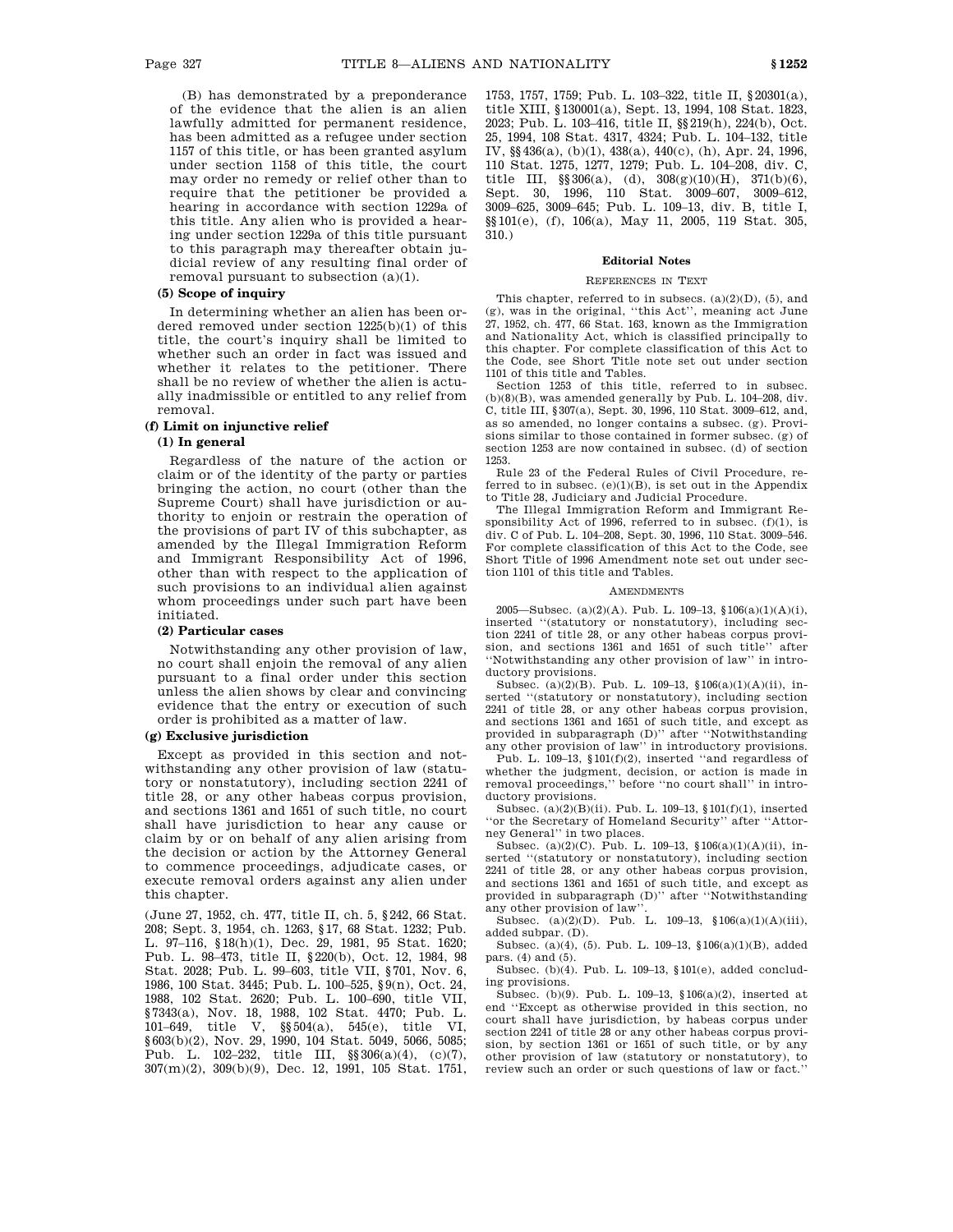(B) has demonstrated by a preponderance of the evidence that the alien is an alien lawfully admitted for permanent residence, has been admitted as a refugee under section 1157 of this title, or has been granted asylum under section 1158 of this title, the court may order no remedy or relief other than to require that the petitioner be provided a hearing in accordance with section 1229a of this title. Any alien who is provided a hearing under section 1229a of this title pursuant to this paragraph may thereafter obtain judicial review of any resulting final order of removal pursuant to subsection (a)(1).

**(5) Scope of inquiry**

In determining whether an alien has been ordered removed under section 1225(b)(1) of this title, the court's inquiry shall be limited to whether such an order in fact was issued and whether it relates to the petitioner. There shall be no review of whether the alien is actually inadmissible or entitled to any relief from removal.

### (f) Limit on injunctive relief

**(1) In general**

Regardless of the nature of the action or claim or of the identity of the party or parties bringing the action, no court (other than the Supreme Court) shall have jurisdiction or authority to enjoin or restrain the operation of the provisions of part IV of this subchapter, as amended by the Illegal Immigration Reform and Immigrant Responsibility Act of 1996, other than with respect to the application of such provisions to an individual alien against whom proceedings under such part have been initiated.

**(2) Particular cases**

Notwithstanding any other provision of law, no court shall enjoin the removal of any alien pursuant to a final order under this section unless the alien shows by clear and convincing evidence that the entry or execution of such order is prohibited as a matter of law.

### (g) Exclusive jurisdiction

Except as provided in this section and notwithstanding any other provision of law (statutory or nonstatutory), including section 2241 of title 28, or any other habeas corpus provision, and sections 1361 and 1651 of such title, no court shall have jurisdiction to hear any cause or claim by or on behalf of any alien arising from the decision or action by the Attorney General to commence proceedings, adjudicate cases, or execute removal orders against any alien under this chapter.

(June 27, 1952, ch. 477, title II, ch. 5, §242, 66 Stat. 208; Sept. 3, 1954, ch. 1263, §17, 68 Stat. 1232; Pub. L. 97–116, §18(h)(1), Dec. 29, 1981, 95 Stat. 1620; Pub. L. 98–473, title II, §220(b), Oct. 12, 1984, 98 Stat. 2028; Pub. L. 99–603, title VII, §701, Nov. 6, 1986, 100 Stat. 3445; Pub. L. 100–525, §9(n), Oct. 24, 1988, 102 Stat. 2620; Pub. L. 100–690, title VII, §7343(a), Nov. 18, 1988, 102 Stat. 4470; Pub. L. 101–649, title V, §§504(a), 545(e), title VI, §603(b)(2), Nov. 29, 1990, 104 Stat. 5049, 5066, 5085; Pub. L. 102–232, title III, §§306(a)(4), (c)(7), 307(m)(2), 309(b)(9), Dec. 12, 1991, 105 Stat. 1751, 1753, 1757, 1759; Pub. L. 103–322, title II, §20301(a), title XIII, §130001(a), Sept. 13, 1994, 108 Stat. 1823, 2023; Pub. L. 103–416, title II, §§219(h), 224(b), Oct. 25, 1994, 108 Stat. 4317, 4324; Pub. L. 104–132, title IV, §§436(a), (b)(1), 438(a), 440(c), (h), Apr. 24, 1996, 110 Stat. 1275, 1277, 1279; Pub. L. 104–208, div. C, title III, §§306(a), (d), 308(g)(10)(H), 371(b)(6), Sept. 30, 1996, 110 Stat. 3009–607, 3009–612, 3009–625, 3009–645; Pub. L. 109–13, div. B, title I, §§101(e), (f), 106(a), May 11, 2005, 119 Stat. 305, 310.)

## Editorial Notes

### References in Text

This chapter, referred to in subsecs. (a)(2)(D), (5), and (g), was in the original, "this Act", meaning act June 27, 1952, ch. 477, 66 Stat. 163, known as the Immigration and Nationality Act, which is classified principally to this chapter. For complete classification of this Act to the Code, see Short Title note set out under section 1101 of this title and Tables.

Section 1253 of this title, referred to in subsec. (b)(8)(B), was amended generally by Pub. L. 104–208, div. C, title III, §307(a), Sept. 30, 1996, 110 Stat. 3009–612, and, as so amended, no longer contains a subsec. (g). Provisions similar to those contained in former subsec. (g) of section 1253 are now contained in subsec. (d) of section 1253.

Rule 23 of the Federal Rules of Civil Procedure, referred to in subsec. (e)(1)(B), is set out in the Appendix to Title 28, Judiciary and Judicial Procedure.

The Illegal Immigration Reform and Immigrant Responsibility Act of 1996, referred to in subsec. (f)(1), is div. C of Pub. L. 104–208, Sept. 30, 1996, 110 Stat. 3009–546. For complete classification of this Act to the Code, see Short Title of 1996 Amendment note set out under section 1101 of this title and Tables.

### Amendments

2005—Subsec. (a)(2)(A). Pub. L. 109–13, §106(a)(1)(A)(i), inserted "(statutory or nonstatutory), including section 2241 of title 28, or any other habeas corpus provision, and sections 1361 and 1651 of such title" after "Notwithstanding any other provision of law" in introductory provisions.

Subsec. (a)(2)(B). Pub. L. 109–13, §106(a)(1)(A)(ii), inserted "(statutory or nonstatutory), including section 2241 of title 28, or any other habeas corpus provision, and sections 1361 and 1651 of such title, and except as provided in subparagraph (D)" after "Notwithstanding any other provision of law" in introductory provisions.

Pub. L. 109–13, §101(f)(2), inserted "and regardless of whether the judgment, decision, or action is made in removal proceedings," before "no court shall" in introductory provisions.

Subsec. (a)(2)(B)(ii). Pub. L. 109–13, §101(f)(1), inserted "or the Secretary of Homeland Security" after "Attorney General" in two places.

Subsec. (a)(2)(C). Pub. L. 109–13, §106(a)(1)(A)(ii), inserted "(statutory or nonstatutory), including section 2241 of title 28, or any other habeas corpus provision, and sections 1361 and 1651 of such title, and except as provided in subparagraph (D)" after "Notwithstanding any other provision of law".

Subsec. (a)(2)(D). Pub. L. 109–13, §106(a)(1)(A)(iii), added subpar. (D).

Subsec. (a)(4), (5). Pub. L. 109–13, §106(a)(1)(B), added pars. (4) and (5).

Subsec. (b)(4). Pub. L. 109–13, §101(e), added concluding provisions.

Subsec. (b)(9). Pub. L. 109–13, §106(a)(2), inserted at end "Except as otherwise provided in this section, no court shall have jurisdiction, by habeas corpus under section 2241 of title 28 or any other habeas corpus provision, by section 1361 or 1651 of such title, or by any other provision of law (statutory or nonstatutory), to review such an order or such questions of law or fact."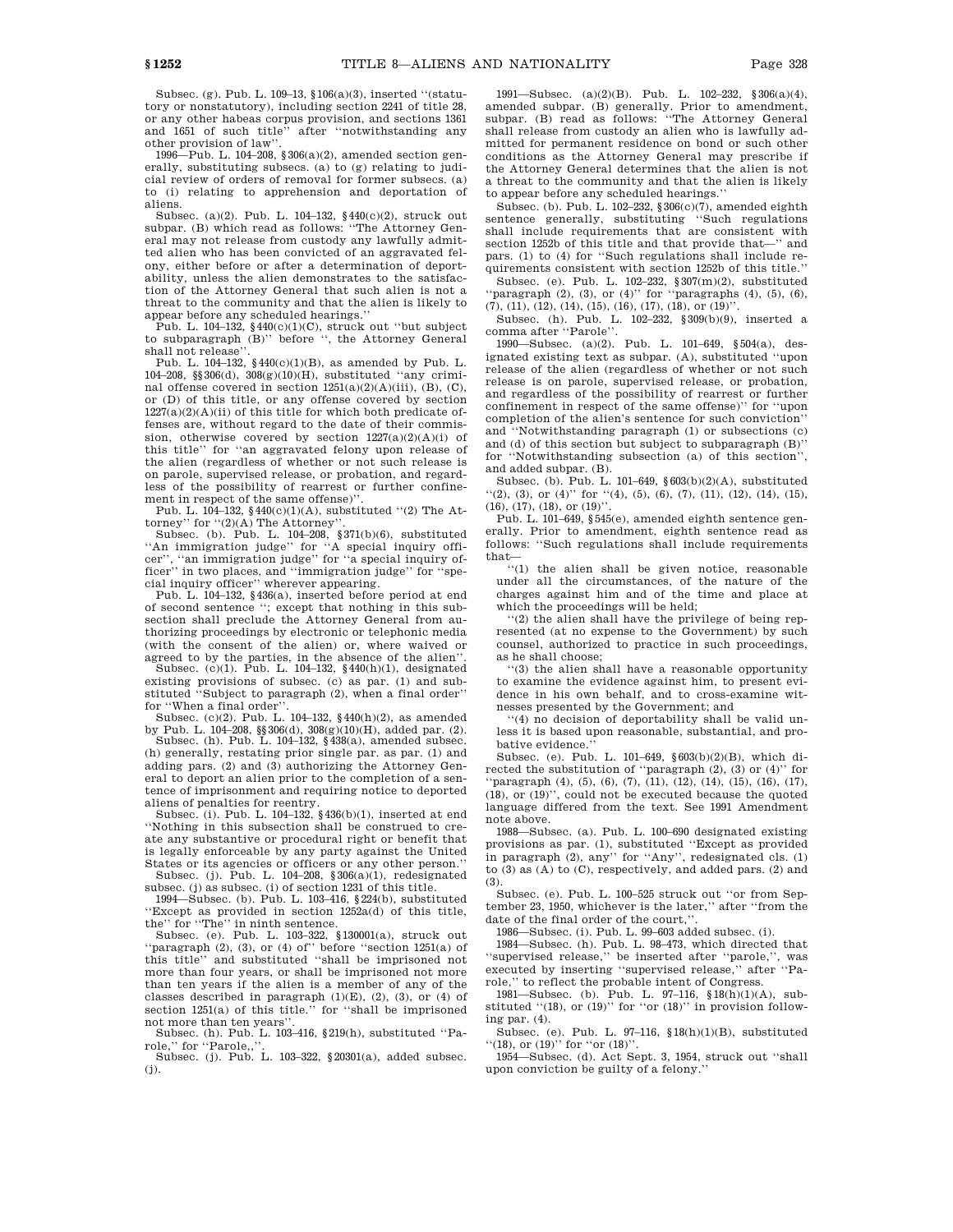Subsec. (g). Pub. L. 109–13, §106(a)(3), inserted "(statutory or nonstatutory), including section 2241 of title 28, or any other habeas corpus provision, and sections 1361 and 1651 of such title" after "notwithstanding any other provision of law".

1996—Pub. L. 104–208, §306(a)(2), amended section generally, substituting subsecs. (a) to (g) relating to judicial review of orders of removal for former subsecs. (a) to (i) relating to apprehension and deportation of aliens.

Subsec. (a)(2). Pub. L. 104–132, §440(c)(2), struck out subpar. (B) which read as follows: "The Attorney General may not release from custody any lawfully admitted alien who has been convicted of an aggravated felony, either before or after a determination of deportability, unless the alien demonstrates to the satisfaction of the Attorney General that such alien is not a threat to the community and that the alien is likely to appear before any scheduled hearings."

Pub. L. 104–132, §440(c)(1)(C), struck out "but subject to subparagraph (B)" before ", the Attorney General shall not release".

Pub. L. 104–132, §440(c)(1)(B), as amended by Pub. L. 104–208, §§306(d), 308(g)(10)(H), substituted "any criminal offense covered in section 1251(a)(2)(A)(iii), (B), (C), or (D) of this title, or any offense covered by section 1227(a)(2)(A)(ii) of this title for which both predicate offenses are, without regard to the date of their commission, otherwise covered by section 1227(a)(2)(A)(i) of this title" for "an aggravated felony upon release of the alien (regardless of whether or not such release is on parole, supervised release, or probation, and regardless of the possibility of rearrest or further confinement in respect of the same offense)".

Pub. L. 104–132, §440(c)(1)(A), substituted "(2) The Attorney" for "(2)(A) The Attorney".

Subsec. (b). Pub. L. 104–208, §371(b)(6), substituted "An immigration judge" for "A special inquiry officer", "an immigration judge" for "a special inquiry officer" in two places, and "immigration judge" for "special inquiry officer" wherever appearing.

Pub. L. 104–132, §436(a), inserted before period at end of second sentence "; except that nothing in this subsection shall preclude the Attorney General from authorizing proceedings by electronic or telephonic media (with the consent of the alien) or, where waived or agreed to by the parties, in the absence of the alien".

Subsec. (c)(1). Pub. L. 104–132, §440(h)(1), designated existing provisions of subsec. (c) as par. (1) and substituted "Subject to paragraph (2), when a final order" for "When a final order".

Subsec. (c)(2). Pub. L. 104–132, §440(h)(2), as amended by Pub. L. 104–208, §§306(d), 308(g)(10)(H), added par. (2).

Subsec. (h). Pub. L. 104–132, §438(a), amended subsec. (h) generally, restating prior single par. as par. (1) and adding pars. (2) and (3) authorizing the Attorney General to deport an alien prior to the completion of a sentence of imprisonment and requiring notice to deported aliens of penalties for reentry.

Subsec. (i). Pub. L. 104–132, §436(b)(1), inserted at end "Nothing in this subsection shall be construed to create any substantive or procedural right or benefit that is legally enforceable by any party against the United States or its agencies or officers or any other person."

Subsec. (j). Pub. L. 104–208, §306(a)(1), redesignated subsec. (j) as subsec. (i) of section 1231 of this title.

1994—Subsec. (b). Pub. L. 103–416, §224(b), substituted "Except as provided in section 1252a(d) of this title, the" for "The" in ninth sentence.

Subsec. (e). Pub. L. 103–322, §130001(a), struck out "paragraph (2), (3), or (4) of" before "section 1251(a) of this title" and substituted "shall be imprisoned not more than four years, or shall be imprisoned not more than ten years if the alien is a member of any of the classes described in paragraph (1)(E), (2), (3), or (4) of section 1251(a) of this title." for "shall be imprisoned not more than ten years".

Subsec. (h). Pub. L. 103–416, §219(h), substituted "Parole," for "Parole,,".

Subsec. (j). Pub. L. 103–322, §20301(a), added subsec. (j).

1991—Subsec. (a)(2)(B). Pub. L. 102–232, §306(a)(4), amended subpar. (B) generally. Prior to amendment, subpar. (B) read as follows: "The Attorney General shall release from custody an alien who is lawfully admitted for permanent residence on bond or such other conditions as the Attorney General may prescribe if the Attorney General determines that the alien is not a threat to the community and that the alien is likely to appear before any scheduled hearings."

Subsec. (b). Pub. L. 102–232, §306(c)(7), amended eighth sentence generally, substituting "Such regulations shall include requirements that are consistent with section 1252b of this title and that provide that—" and pars. (1) to (4) for "Such regulations shall include requirements consistent with section 1252b of this title."

Subsec. (e). Pub. L. 102–232, §307(m)(2), substituted "paragraph (2), (3), or (4)" for "paragraphs (4), (5), (6), (7), (11), (12), (14), (15), (16), (17), (18), or (19)".

Subsec. (h). Pub. L. 102–232, §309(b)(9), inserted a comma after "Parole".

1990—Subsec. (a)(2). Pub. L. 101–649, §504(a), designated existing text as subpar. (A), substituted "upon release of the alien (regardless of whether or not such release is on parole, supervised release, or probation, and regardless of the possibility of rearrest or further confinement in respect of the same offense)" for "upon completion of the alien's sentence for such conviction" and "Notwithstanding paragraph (1) or subsections (c) and (d) of this section but subject to subparagraph (B)" for "Notwithstanding subsection (a) of this section", and added subpar. (B).

Subsec. (b). Pub. L. 101–649, §603(b)(2)(A), substituted "(2), (3), or (4)" for "(4), (5), (6), (7), (11), (12), (14), (15), (16), (17), (18), or (19)".

Pub. L. 101–649, §545(e), amended eighth sentence generally. Prior to amendment, eighth sentence read as follows: "Such regulations shall include requirements that—

"(1) the alien shall be given notice, reasonable under all the circumstances, of the nature of the charges against him and of the time and place at which the proceedings will be held;

"(2) the alien shall have the privilege of being represented (at no expense to the Government) by such counsel, authorized to practice in such proceedings, as he shall choose;

"(3) the alien shall have a reasonable opportunity to examine the evidence against him, to present evidence in his own behalf, and to cross-examine witnesses presented by the Government; and

"(4) no decision of deportability shall be valid unless it is based upon reasonable, substantial, and probative evidence."

Subsec. (e). Pub. L. 101–649, §603(b)(2)(B), which directed the substitution of "paragraph (2), (3) or (4)" for "paragraph (4), (5), (6), (7), (11), (12), (14), (15), (16), (17), (18), or (19)", could not be executed because the quoted language differed from the text. See 1991 Amendment note above.

1988—Subsec. (a). Pub. L. 100–690 designated existing provisions as par. (1), substituted "Except as provided in paragraph (2), any" for "Any", redesignated cls. (1) to (3) as (A) to (C), respectively, and added pars. (2) and (3).

Subsec. (e). Pub. L. 100–525 struck out "or from September 23, 1950, whichever is the later," after "from the date of the final order of the court,".

1986—Subsec. (i). Pub. L. 99–603 added subsec. (i).

1984—Subsec. (h). Pub. L. 98–473, which directed that "supervised release," be inserted after "parole,", was executed by inserting "supervised release," after "Parole," to reflect the probable intent of Congress.

1981—Subsec. (b). Pub. L. 97–116, §18(h)(1)(A), substituted "(18), or (19)" for "or (18)" in provision following par. (4).

Subsec. (e). Pub. L. 97–116, §18(h)(1)(B), substituted "(18), or (19)" for "or (18)".

1954—Subsec. (d). Act Sept. 3, 1954, struck out "shall upon conviction be guilty of a felony."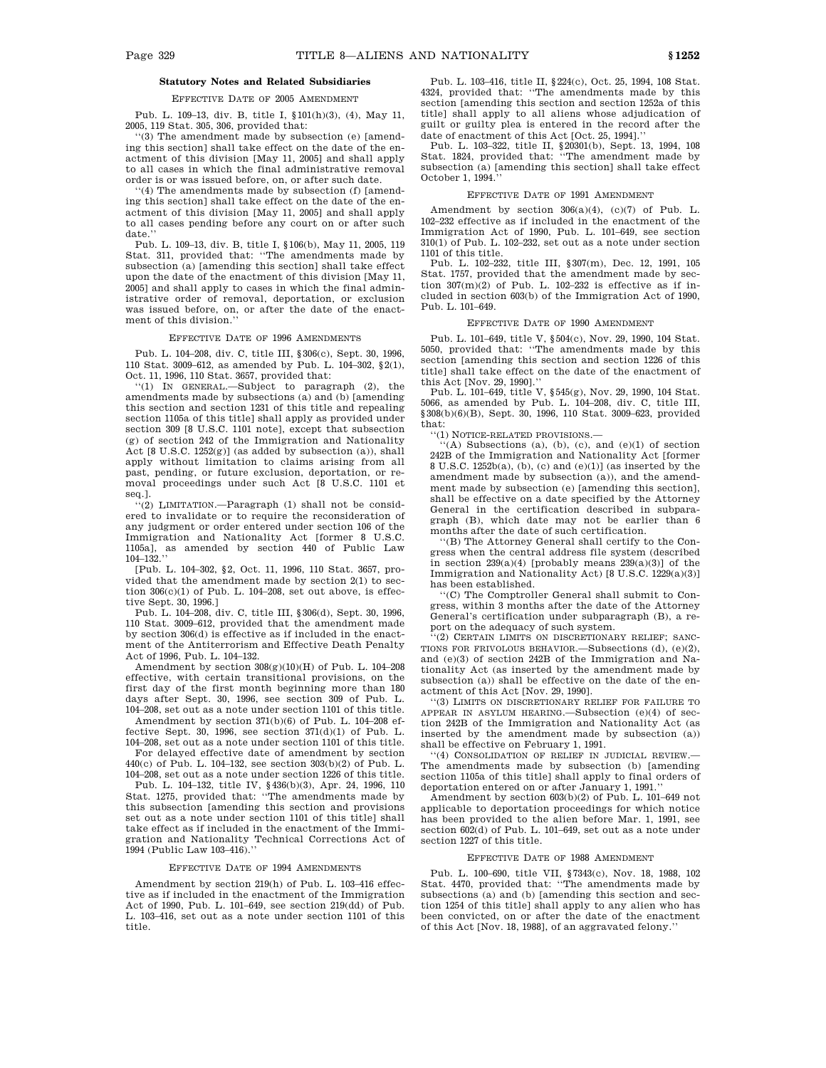## Statutory Notes and Related Subsidiaries

### Effective Date of 2005 Amendment

Pub. L. 109–13, div. B, title I, §101(h)(3), (4), May 11, 2005, 119 Stat. 305, 306, provided that:

"(3) The amendment made by subsection (e) [amending this section] shall take effect on the date of the enactment of this division [May 11, 2005] and shall apply to all cases in which the final administrative removal order is or was issued before, on, or after such date.

"(4) The amendments made by subsection (f) [amending this section] shall take effect on the date of the enactment of this division [May 11, 2005] and shall apply to all cases pending before any court on or after such date."

Pub. L. 109–13, div. B, title I, §106(b), May 11, 2005, 119 Stat. 311, provided that: "The amendments made by subsection (a) [amending this section] shall take effect upon the date of the enactment of this division [May 11, 2005] and shall apply to cases in which the final administrative order of removal, deportation, or exclusion was issued before, on, or after the date of the enactment of this division."

### Effective Date of 1996 Amendments

Pub. L. 104–208, div. C, title III, §306(c), Sept. 30, 1996, 110 Stat. 3009–612, as amended by Pub. L. 104–302, §2(1), Oct. 11, 1996, 110 Stat. 3657, provided that:

"(1) In general.—Subject to paragraph (2), the amendments made by subsections (a) and (b) [amending this section and section 1231 of this title and repealing section 1105a of this title] shall apply as provided under section 309 [8 U.S.C. 1101 note], except that subsection (g) of section 242 of the Immigration and Nationality Act [8 U.S.C. 1252(g)] (as added by subsection (a)), shall apply without limitation to claims arising from all past, pending, or future exclusion, deportation, or removal proceedings under such Act [8 U.S.C. 1101 et seq.].

"(2) Limitation.—Paragraph (1) shall not be considered to invalidate or to require the reconsideration of any judgment or order entered under section 106 of the Immigration and Nationality Act [former 8 U.S.C. 1105a], as amended by section 440 of Public Law 104–132."

[Pub. L. 104–302, §2, Oct. 11, 1996, 110 Stat. 3657, provided that the amendment made by section 2(1) to section 306(c)(1) of Pub. L. 104–208, set out above, is effective Sept. 30, 1996.]

Pub. L. 104–208, div. C, title III, §306(d), Sept. 30, 1996, 110 Stat. 3009–612, provided that the amendment made by section 306(d) is effective as if included in the enactment of the Antiterrorism and Effective Death Penalty Act of 1996, Pub. L. 104–132.

Amendment by section 308(g)(10)(H) of Pub. L. 104–208 effective, with certain transitional provisions, on the first day of the first month beginning more than 180 days after Sept. 30, 1996, see section 309 of Pub. L. 104–208, set out as a note under section 1101 of this title.

Amendment by section 371(b)(6) of Pub. L. 104–208 effective Sept. 30, 1996, see section 371(d)(1) of Pub. L. 104–208, set out as a note under section 1101 of this title.

For delayed effective date of amendment by section 440(c) of Pub. L. 104–132, see section 303(b)(2) of Pub. L. 104–208, set out as a note under section 1226 of this title.

Pub. L. 104–132, title IV, §436(b)(3), Apr. 24, 1996, 110 Stat. 1275, provided that: "The amendments made by this subsection [amending this section and provisions set out as a note under section 1101 of this title] shall take effect as if included in the enactment of the Immigration and Nationality Technical Corrections Act of 1994 (Public Law 103–416)."

### Effective Date of 1994 Amendments

Amendment by section 219(h) of Pub. L. 103–416 effective as if included in the enactment of the Immigration Act of 1990, Pub. L. 101–649, see section 219(dd) of Pub. L. 103–416, set out as a note under section 1101 of this title.

Pub. L. 103–416, title II, §224(c), Oct. 25, 1994, 108 Stat. 4324, provided that: "The amendments made by this section [amending this section and section 1252a of this title] shall apply to all aliens whose adjudication of guilt or guilty plea is entered in the record after the date of enactment of this Act [Oct. 25, 1994]."

Pub. L. 103–322, title II, §20301(b), Sept. 13, 1994, 108 Stat. 1824, provided that: "The amendment made by subsection (a) [amending this section] shall take effect October 1, 1994."

### Effective Date of 1991 Amendment

Amendment by section 306(a)(4), (c)(7) of Pub. L. 102–232 effective as if included in the enactment of the Immigration Act of 1990, Pub. L. 101–649, see section 310(1) of Pub. L. 102–232, set out as a note under section 1101 of this title.

Pub. L. 102–232, title III, §307(m), Dec. 12, 1991, 105 Stat. 1757, provided that the amendment made by section 307(m)(2) of Pub. L. 102–232 is effective as if included in section 603(b) of the Immigration Act of 1990, Pub. L. 101–649.

### Effective Date of 1990 Amendment

Pub. L. 101–649, title V, §504(c), Nov. 29, 1990, 104 Stat. 5050, provided that: "The amendments made by this section [amending this section and section 1226 of this title] shall take effect on the date of the enactment of this Act [Nov. 29, 1990]."

Pub. L. 101–649, title V, §545(g), Nov. 29, 1990, 104 Stat. 5066, as amended by Pub. L. 104–208, div. C, title III, §308(b)(6)(B), Sept. 30, 1996, 110 Stat. 3009–623, provided that:

"(1) Notice-related provisions.—

"(A) Subsections (a), (b), (c), and (e)(1) of section 242B of the Immigration and Nationality Act [former 8 U.S.C. 1252b(a), (b), (c) and (e)(1)] (as inserted by the amendment made by subsection (a)), and the amendment made by subsection (e) [amending this section], shall be effective on a date specified by the Attorney General in the certification described in subparagraph (B), which date may not be earlier than 6 months after the date of such certification.

"(B) The Attorney General shall certify to the Congress when the central address file system (described in section 239(a)(4) [probably means 239(a)(3)] of the Immigration and Nationality Act) [8 U.S.C. 1229(a)(3)] has been established.

"(C) The Comptroller General shall submit to Congress, within 3 months after the date of the Attorney General's certification under subparagraph (B), a report on the adequacy of such system.

"(2) Certain limits on discretionary relief; sanctions for frivolous behavior.—Subsections (d), (e)(2), and (e)(3) of section 242B of the Immigration and Nationality Act (as inserted by the amendment made by subsection (a)) shall be effective on the date of the enactment of this Act [Nov. 29, 1990].

"(3) Limits on discretionary relief for failure to appear in asylum hearing.—Subsection (e)(4) of section 242B of the Immigration and Nationality Act (as inserted by the amendment made by subsection (a)) shall be effective on February 1, 1991.

"(4) Consolidation of relief in judicial review.—The amendments made by subsection (b) [amending section 1105a of this title] shall apply to final orders of deportation entered on or after January 1, 1991."

Amendment by section 603(b)(2) of Pub. L. 101–649 not applicable to deportation proceedings for which notice has been provided to the alien before Mar. 1, 1991, see section 602(d) of Pub. L. 101–649, set out as a note under section 1227 of this title.

### Effective Date of 1988 Amendment

Pub. L. 100–690, title VII, §7343(c), Nov. 18, 1988, 102 Stat. 4470, provided that: "The amendments made by subsections (a) and (b) [amending this section and section 1254 of this title] shall apply to any alien who has been convicted, on or after the date of the enactment of this Act [Nov. 18, 1988], of an aggravated felony."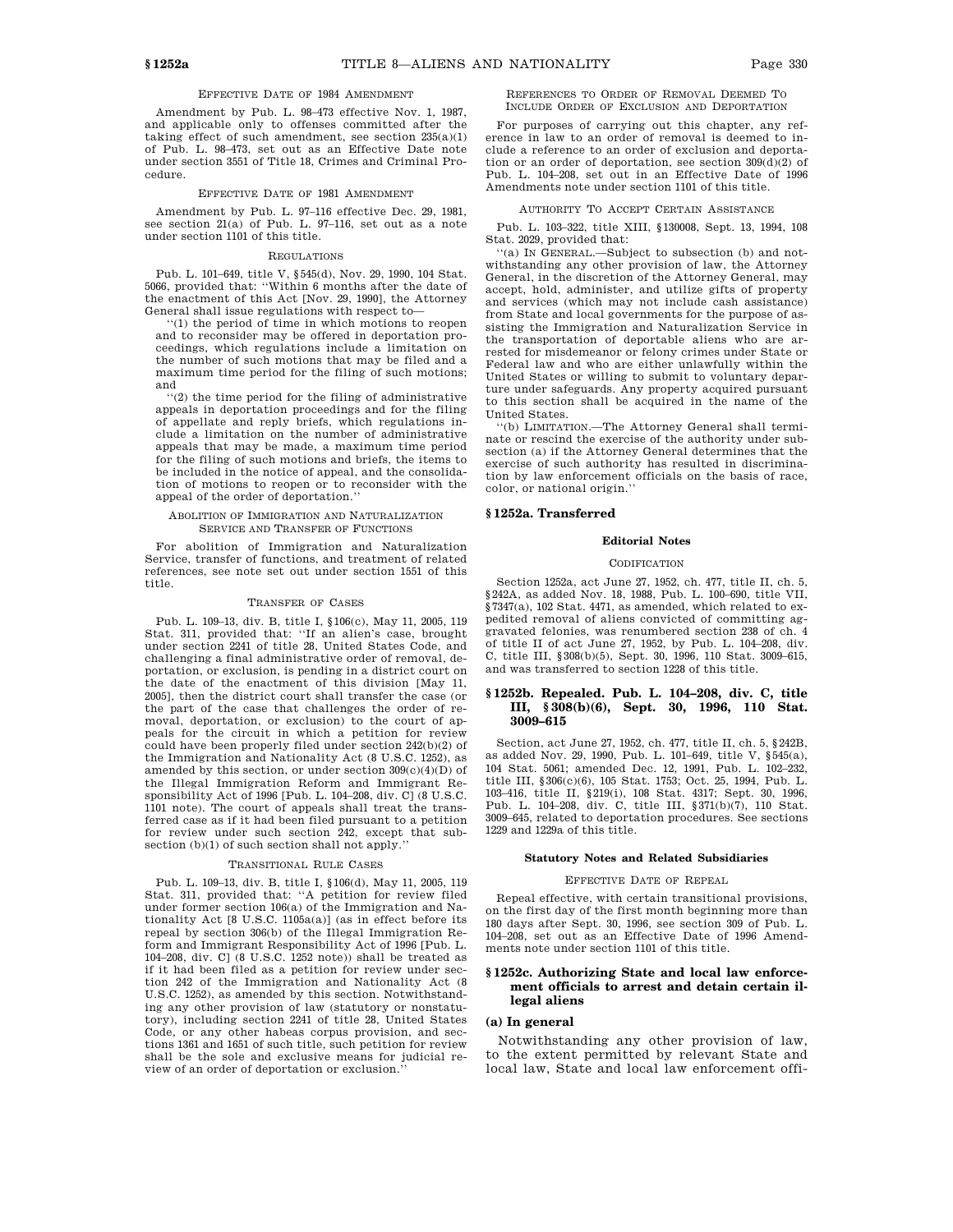EFFECTIVE DATE OF 1984 AMENDMENT

Amendment by Pub. L. 98–473 effective Nov. 1, 1987, and applicable only to offenses committed after the taking effect of such amendment, see section 235(a)(1) of Pub. L. 98–473, set out as an Effective Date note under section 3551 of Title 18, Crimes and Criminal Procedure.

EFFECTIVE DATE OF 1981 AMENDMENT

Amendment by Pub. L. 97–116 effective Dec. 29, 1981, see section 21(a) of Pub. L. 97–116, set out as a note under section 1101 of this title.

REGULATIONS

Pub. L. 101–649, title V, §545(d), Nov. 29, 1990, 104 Stat. 5066, provided that: "Within 6 months after the date of the enactment of this Act [Nov. 29, 1990], the Attorney General shall issue regulations with respect to—

"(1) the period of time in which motions to reopen and to reconsider may be offered in deportation proceedings, which regulations include a limitation on the number of such motions that may be filed and a maximum time period for the filing of such motions; and

"(2) the time period for the filing of administrative appeals in deportation proceedings and for the filing of appellate and reply briefs, which regulations include a limitation on the number of administrative appeals that may be made, a maximum time period for the filing of such motions and briefs, the items to be included in the notice of appeal, and the consolidation of motions to reopen or to reconsider with the appeal of the order of deportation."

ABOLITION OF IMMIGRATION AND NATURALIZATION SERVICE AND TRANSFER OF FUNCTIONS

For abolition of Immigration and Naturalization Service, transfer of functions, and treatment of related references, see note set out under section 1551 of this title.

TRANSFER OF CASES

Pub. L. 109–13, div. B, title I, §106(c), May 11, 2005, 119 Stat. 311, provided that: "If an alien's case, brought under section 2241 of title 28, United States Code, and challenging a final administrative order of removal, deportation, or exclusion, is pending in a district court on the date of the enactment of this division [May 11, 2005], then the district court shall transfer the case (or the part of the case that challenges the order of removal, deportation, or exclusion) to the court of appeals for the circuit in which a petition for review could have been properly filed under section 242(b)(2) of the Immigration and Nationality Act (8 U.S.C. 1252), as amended by this section, or under section 309(c)(4)(D) of the Illegal Immigration Reform and Immigrant Responsibility Act of 1996 [Pub. L. 104–208, div. C] (8 U.S.C. 1101 note). The court of appeals shall treat the transferred case as if it had been filed pursuant to a petition for review under such section 242, except that subsection (b)(1) of such section shall not apply."

TRANSITIONAL RULE CASES

Pub. L. 109–13, div. B, title I, §106(d), May 11, 2005, 119 Stat. 311, provided that: "A petition for review filed under former section 106(a) of the Immigration and Nationality Act [8 U.S.C. 1105a(a)] (as in effect before its repeal by section 306(b) of the Illegal Immigration Reform and Immigrant Responsibility Act of 1996 [Pub. L. 104–208, div. C] (8 U.S.C. 1252 note)) shall be treated as if it had been filed as a petition for review under section 242 of the Immigration and Nationality Act (8 U.S.C. 1252), as amended by this section. Notwithstanding any other provision of law (statutory or nonstatutory), including section 2241 of title 28, United States Code, or any other habeas corpus provision, and sections 1361 and 1651 of such title, such petition for review shall be the sole and exclusive means for judicial review of an order of deportation or exclusion."

REFERENCES TO ORDER OF REMOVAL DEEMED TO INCLUDE ORDER OF EXCLUSION AND DEPORTATION

For purposes of carrying out this chapter, any reference in law to an order of removal is deemed to include a reference to an order of exclusion and deportation or an order of deportation, see section 309(d)(2) of Pub. L. 104–208, set out in an Effective Date of 1996 Amendments note under section 1101 of this title.

AUTHORITY TO ACCEPT CERTAIN ASSISTANCE

Pub. L. 103–322, title XIII, §130008, Sept. 13, 1994, 108 Stat. 2029, provided that:

"(a) IN GENERAL.—Subject to subsection (b) and notwithstanding any other provision of law, the Attorney General, in the discretion of the Attorney General, may accept, hold, administer, and utilize gifts of property and services (which may not include cash assistance) from State and local governments for the purpose of assisting the Immigration and Naturalization Service in the transportation of deportable aliens who are arrested for misdemeanor or felony crimes under State or Federal law and who are either unlawfully within the United States or willing to submit to voluntary departure under safeguards. Any property acquired pursuant to this section shall be acquired in the name of the United States.

"(b) LIMITATION.—The Attorney General shall terminate or rescind the exercise of the authority under subsection (a) if the Attorney General determines that the exercise of such authority has resulted in discrimination by law enforcement officials on the basis of race, color, or national origin."

## §1252a. Transferred

### Editorial Notes

CODIFICATION

Section 1252a, act June 27, 1952, ch. 477, title II, ch. 5, §242A, as added Nov. 18, 1988, Pub. L. 100–690, title VII, §7347(a), 102 Stat. 4471, as amended, which related to expedited removal of aliens convicted of committing aggravated felonies, was renumbered section 238 of ch. 4 of title II of act June 27, 1952, by Pub. L. 104–208, div. C, title III, §308(b)(5), Sept. 30, 1996, 110 Stat. 3009–615, and was transferred to section 1228 of this title.

## §1252b. Repealed. Pub. L. 104–208, div. C, title III, §308(b)(6), Sept. 30, 1996, 110 Stat. 3009–615

Section, act June 27, 1952, ch. 477, title II, ch. 5, §242B, as added Nov. 29, 1990, Pub. L. 101–649, title V, §545(a), 104 Stat. 5061; amended Dec. 12, 1991, Pub. L. 102–232, title III, §306(c)(6), 105 Stat. 1753; Oct. 25, 1994, Pub. L. 103–416, title II, §219(i), 108 Stat. 4317; Sept. 30, 1996, Pub. L. 104–208, div. C, title III, §371(b)(7), 110 Stat. 3009–645, related to deportation procedures. See sections 1229 and 1229a of this title.

### Statutory Notes and Related Subsidiaries

EFFECTIVE DATE OF REPEAL

Repeal effective, with certain transitional provisions, on the first day of the first month beginning more than 180 days after Sept. 30, 1996, see section 309 of Pub. L. 104–208, set out as an Effective Date of 1996 Amendments note under section 1101 of this title.

## §1252c. Authorizing State and local law enforcement officials to arrest and detain certain illegal aliens

### (a) In general

Notwithstanding any other provision of law, to the extent permitted by relevant State and local law, State and local law enforcement offi-